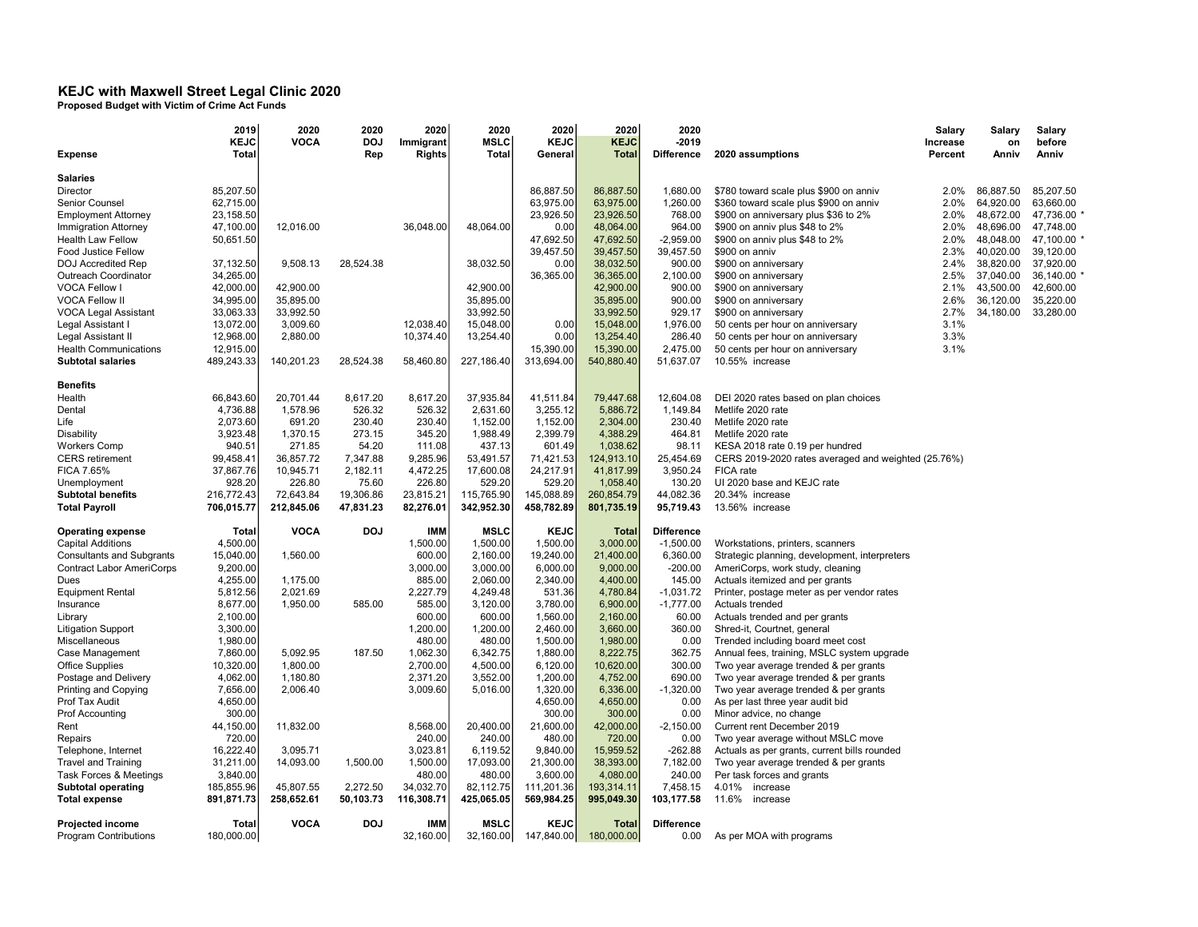# KEJC with Maxwell Street Legal Clinic 2020

**Proposed Budget with Victim of Crime Act Funds**

| Expense | 2019 KEJC Total | 2020 VOCA | 2020 DOJ Rep | 2020 Immigrant Rights | 2020 MSLC Total | 2020 KEJC General | 2020 KEJC Total | 2020 -2019 Difference | 2020 assumptions | Salary Increase Percent | Salary on Anniv | Salary before Anniv |
|---|---|---|---|---|---|---|---|---|---|---|---|---|
| **Salaries** | | | | | | | | | | | | |
| Director | 85,207.50 | | | | | 86,887.50 | 86,887.50 | 1,680.00 | $780 toward scale plus $900 on anniv | 2.0% | 86,887.50 | 85,207.50 |
| Senior Counsel | 62,715.00 | | | | | 63,975.00 | 63,975.00 | 1,260.00 | $360 toward scale plus $900 on anniv | 2.0% | 64,920.00 | 63,660.00 |
| Employment Attorney | 23,158.50 | | | | | 23,926.50 | 23,926.50 | 768.00 | $900 on anniversary plus $36 to 2% | 2.0% | 48,672.00 | 47,736.00 * |
| Immigration Attorney | 47,100.00 | 12,016.00 | | 36,048.00 | 48,064.00 | 0.00 | 48,064.00 | 964.00 | $900 on anniv plus $48 to 2% | 2.0% | 48,696.00 | 47,748.00 |
| Health Law Fellow | 50,651.50 | | | | | 47,692.50 | 47,692.50 | -2,959.00 | $900 on anniv plus $48 to 2% | 2.0% | 48,048.00 | 47,100.00 * |
| Food Justice Fellow | | | | | | 39,457.50 | 39,457.50 | 39,457.50 | $900 on anniv | 2.3% | 40,020.00 | 39,120.00 |
| DOJ Accredited Rep | 37,132.50 | 9,508.13 | 28,524.38 | | 38,032.50 | 0.00 | 38,032.50 | 900.00 | $900 on anniversary | 2.4% | 38,820.00 | 37,920.00 |
| Outreach Coordinator | 34,265.00 | | | | | 36,365.00 | 36,365.00 | 2,100.00 | $900 on anniversary | 2.5% | 37,040.00 | 36,140.00 * |
| VOCA Fellow I | 42,000.00 | 42,900.00 | | | 42,900.00 | | 42,900.00 | 900.00 | $900 on anniversary | 2.1% | 43,500.00 | 42,600.00 |
| VOCA Fellow II | 34,995.00 | 35,895.00 | | | 35,895.00 | | 35,895.00 | 900.00 | $900 on anniversary | 2.6% | 36,120.00 | 35,220.00 |
| VOCA Legal Assistant | 33,063.33 | 33,992.50 | | | 33,992.50 | | 33,992.50 | 929.17 | $900 on anniversary | 2.7% | 34,180.00 | 33,280.00 |
| Legal Assistant I | 13,072.00 | 3,009.60 | | 12,038.40 | 15,048.00 | 0.00 | 15,048.00 | 1,976.00 | 50 cents per hour on anniversary | 3.1% | | |
| Legal Assistant II | 12,968.00 | 2,880.00 | | 10,374.40 | 13,254.40 | 0.00 | 13,254.40 | 286.40 | 50 cents per hour on anniversary | 3.3% | | |
| Health Communications | 12,915.00 | | | | | 15,390.00 | 15,390.00 | 2,475.00 | 50 cents per hour on anniversary | 3.1% | | |
| **Subtotal salaries** | 489,243.33 | 140,201.23 | 28,524.38 | 58,460.80 | 227,186.40 | 313,694.00 | 540,880.40 | 51,637.07 | 10.55% increase | | | |
| **Benefits** | | | | | | | | | | | | |
| Health | 66,843.60 | 20,701.44 | 8,617.20 | 8,617.20 | 37,935.84 | 41,511.84 | 79,447.68 | 12,604.08 | DEI 2020 rates based on plan choices | | | |
| Dental | 4,736.88 | 1,578.96 | 526.32 | 526.32 | 2,631.60 | 3,255.12 | 5,886.72 | 1,149.84 | Metlife 2020 rate | | | |
| Life | 2,073.60 | 691.20 | 230.40 | 230.40 | 1,152.00 | 1,152.00 | 2,304.00 | 230.40 | Metlife 2020 rate | | | |
| Disability | 3,923.48 | 1,370.15 | 273.15 | 345.20 | 1,988.49 | 2,399.79 | 4,388.29 | 464.81 | Metlife 2020 rate | | | |
| Workers Comp | 940.51 | 271.85 | 54.20 | 111.08 | 437.13 | 601.49 | 1,038.62 | 98.11 | KESA 2018 rate 0.19 per hundred | | | |
| CERS retirement | 99,458.41 | 36,857.72 | 7,347.88 | 9,285.96 | 53,491.57 | 71,421.53 | 124,913.10 | 25,454.69 | CERS 2019-2020 rates averaged and weighted (25.76%) | | | |
| FICA 7.65% | 37,867.76 | 10,945.71 | 2,182.11 | 4,472.25 | 17,600.08 | 24,217.91 | 41,817.99 | 3,950.24 | FICA rate | | | |
| Unemployment | 928.20 | 226.80 | 75.60 | 226.80 | 529.20 | 529.20 | 1,058.40 | 130.20 | UI 2020 base and KEJC rate | | | |
| **Subtotal benefits** | 216,772.43 | 72,643.84 | 19,306.86 | 23,815.21 | 115,765.90 | 145,088.89 | 260,854.79 | 44,082.36 | 20.34% increase | | | |
| **Total Payroll** | 706,015.77 | 212,845.06 | 47,831.23 | 82,276.01 | 342,952.30 | 458,782.89 | 801,735.19 | 95,719.43 | 13.56% increase | | | |
| **Operating expense** | **Total** | **VOCA** | **DOJ** | **IMM** | **MSLC** | **KEJC** | **Total** | **Difference** | | | | |
| Capital Additions | 4,500.00 | | | 1,500.00 | 1,500.00 | 1,500.00 | 3,000.00 | -1,500.00 | Workstations, printers, scanners | | | |
| Consultants and Subgrants | 15,040.00 | 1,560.00 | | 600.00 | 2,160.00 | 19,240.00 | 21,400.00 | 6,360.00 | Strategic planning, development, interpreters | | | |
| Contract Labor AmeriCorps | 9,200.00 | | | 3,000.00 | 3,000.00 | 6,000.00 | 9,000.00 | -200.00 | AmeriCorps, work study, cleaning | | | |
| Dues | 4,255.00 | 1,175.00 | | 885.00 | 2,060.00 | 2,340.00 | 4,400.00 | 145.00 | Actuals itemized and per grants | | | |
| Equipment Rental | 5,812.56 | 2,021.69 | | 2,227.79 | 4,249.48 | 531.36 | 4,780.84 | -1,031.72 | Printer, postage meter as per vendor rates | | | |
| Insurance | 8,677.00 | 1,950.00 | 585.00 | 585.00 | 3,120.00 | 3,780.00 | 6,900.00 | -1,777.00 | Actuals trended | | | |
| Library | 2,100.00 | | | 600.00 | 600.00 | 1,560.00 | 2,160.00 | 60.00 | Actuals trended and per grants | | | |
| Litigation Support | 3,300.00 | | | 1,200.00 | 1,200.00 | 2,460.00 | 3,660.00 | 360.00 | Shred-it, Courtnet, general | | | |
| Miscellaneous | 1,980.00 | | | 480.00 | 480.00 | 1,500.00 | 1,980.00 | 0.00 | Trended including board meet cost | | | |
| Case Management | 7,860.00 | 5,092.95 | 187.50 | 1,062.30 | 6,342.75 | 1,880.00 | 8,222.75 | 362.75 | Annual fees, training, MSLC system upgrade | | | |
| Office Supplies | 10,320.00 | 1,800.00 | | 2,700.00 | 4,500.00 | 6,120.00 | 10,620.00 | 300.00 | Two year average trended & per grants | | | |
| Postage and Delivery | 4,062.00 | 1,180.80 | | 2,371.20 | 3,552.00 | 1,200.00 | 4,752.00 | 690.00 | Two year average trended & per grants | | | |
| Printing and Copying | 7,656.00 | 2,006.40 | | 3,009.60 | 5,016.00 | 1,320.00 | 6,336.00 | -1,320.00 | Two year average trended & per grants | | | |
| Prof Tax Audit | 4,650.00 | | | | | 4,650.00 | 4,650.00 | 0.00 | As per last three year audit bid | | | |
| Prof Accounting | 300.00 | | | | | 300.00 | 300.00 | 0.00 | Minor advice, no change | | | |
| Rent | 44,150.00 | 11,832.00 | | 8,568.00 | 20,400.00 | 21,600.00 | 42,000.00 | -2,150.00 | Current rent December 2019 | | | |
| Repairs | 720.00 | | | 240.00 | 240.00 | 480.00 | 720.00 | 0.00 | Two year average without MSLC move | | | |
| Telephone, Internet | 16,222.40 | 3,095.71 | | 3,023.81 | 6,119.52 | 9,840.00 | 15,959.52 | -262.88 | Actuals as per grants, current bills rounded | | | |
| Travel and Training | 31,211.00 | 14,093.00 | 1,500.00 | 1,500.00 | 17,093.00 | 21,300.00 | 38,393.00 | 7,182.00 | Two year average trended & per grants | | | |
| Task Forces & Meetings | 3,840.00 | | | 480.00 | 480.00 | 3,600.00 | 4,080.00 | 240.00 | Per task forces and grants | | | |
| **Subtotal operating** | 185,855.96 | 45,807.55 | 2,272.50 | 34,032.70 | 82,112.75 | 111,201.36 | 193,314.11 | 7,458.15 | 4.01% increase | | | |
| **Total expense** | 891,871.73 | 258,652.61 | 50,103.73 | 116,308.71 | 425,065.05 | 569,984.25 | 995,049.30 | 103,177.58 | 11.6% increase | | | |
| **Projected income** | **Total** | **VOCA** | **DOJ** | **IMM** | **MSLC** | **KEJC** | **Total** | **Difference** | | | | |
| Program Contributions | 180,000.00 | | | 32,160.00 | 32,160.00 | 147,840.00 | 180,000.00 | 0.00 | As per MOA with programs | | | |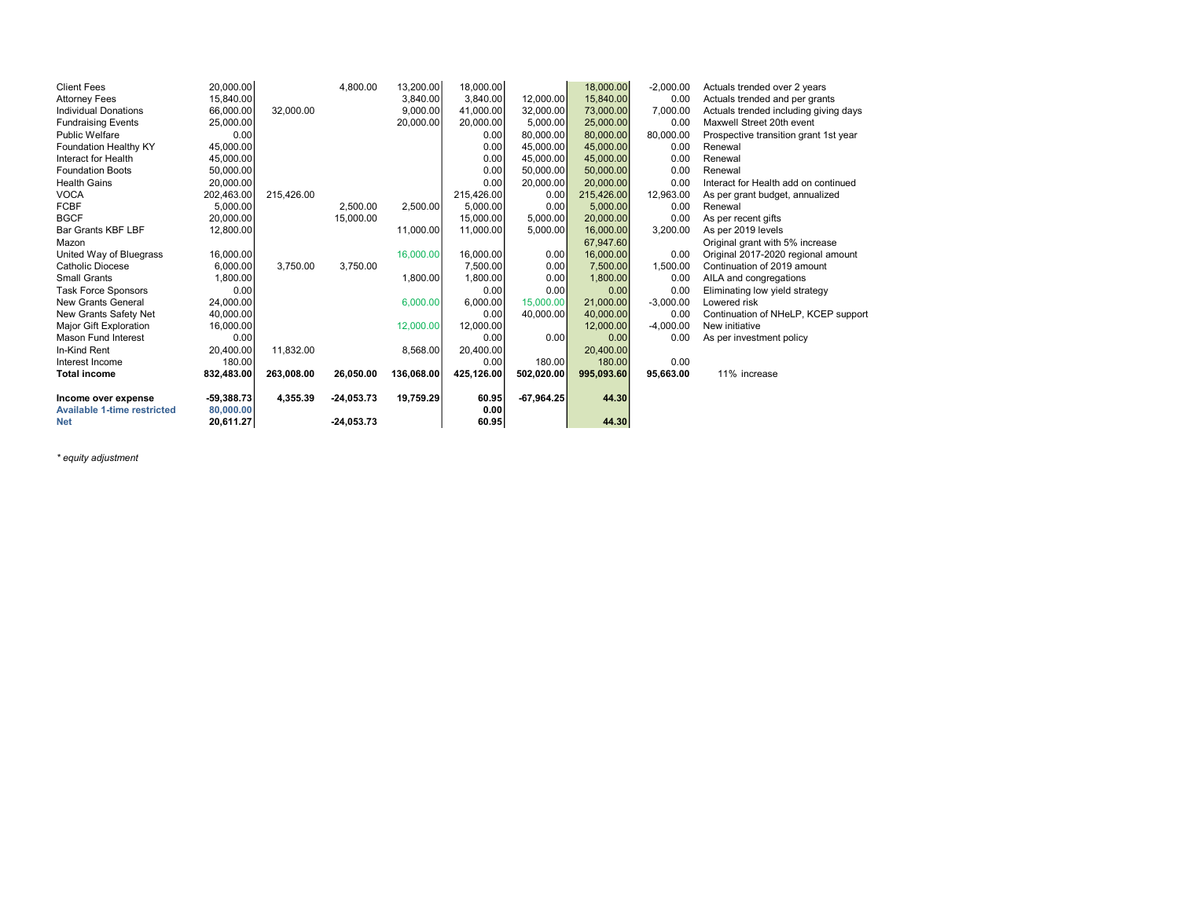| | | | | | | | | | |
|---|---|---|---|---|---|---|---|---|---|
| Client Fees | 20,000.00 | | 4,800.00 | 13,200.00 | 18,000.00 | | 18,000.00 | -2,000.00 | Actuals trended over 2 years |
| Attorney Fees | 15,840.00 | | | 3,840.00 | 3,840.00 | 12,000.00 | 15,840.00 | 0.00 | Actuals trended and per grants |
| Individual Donations | 66,000.00 | 32,000.00 | | 9,000.00 | 41,000.00 | 32,000.00 | 73,000.00 | 7,000.00 | Actuals trended including giving days |
| Fundraising Events | 25,000.00 | | | 20,000.00 | 20,000.00 | 5,000.00 | 25,000.00 | 0.00 | Maxwell Street 20th event |
| Public Welfare | 0.00 | | | | 0.00 | 80,000.00 | 80,000.00 | 80,000.00 | Prospective transition grant 1st year |
| Foundation Healthy KY | 45,000.00 | | | | 0.00 | 45,000.00 | 45,000.00 | 0.00 | Renewal |
| Interact for Health | 45,000.00 | | | | 0.00 | 45,000.00 | 45,000.00 | 0.00 | Renewal |
| Foundation Boots | 50,000.00 | | | | 0.00 | 50,000.00 | 50,000.00 | 0.00 | Renewal |
| Health Gains | 20,000.00 | | | | 0.00 | 20,000.00 | 20,000.00 | 0.00 | Interact for Health add on continued |
| VOCA | 202,463.00 | 215,426.00 | | | 215,426.00 | 0.00 | 215,426.00 | 12,963.00 | As per grant budget, annualized |
| FCBF | 5,000.00 | | 2,500.00 | 2,500.00 | 5,000.00 | 0.00 | 5,000.00 | 0.00 | Renewal |
| BGCF | 20,000.00 | | 15,000.00 | | 15,000.00 | 5,000.00 | 20,000.00 | 0.00 | As per recent gifts |
| Bar Grants KBF LBF | 12,800.00 | | | 11,000.00 | 11,000.00 | 5,000.00 | 16,000.00 | 3,200.00 | As per 2019 levels |
| Mazon | | | | | | | 67,947.60 | | Original grant with 5% increase |
| United Way of Bluegrass | 16,000.00 | | | 16,000.00 | 16,000.00 | 0.00 | 16,000.00 | 0.00 | Original 2017-2020 regional amount |
| Catholic Diocese | 6,000.00 | 3,750.00 | 3,750.00 | | 7,500.00 | 0.00 | 7,500.00 | 1,500.00 | Continuation of 2019 amount |
| Small Grants | 1,800.00 | | | 1,800.00 | 1,800.00 | 0.00 | 1,800.00 | 0.00 | AILA and congregations |
| Task Force Sponsors | 0.00 | | | | 0.00 | 0.00 | 0.00 | 0.00 | Eliminating low yield strategy |
| New Grants General | 24,000.00 | | | 6,000.00 | 6,000.00 | 15,000.00 | 21,000.00 | -3,000.00 | Lowered risk |
| New Grants Safety Net | 40,000.00 | | | | 0.00 | 40,000.00 | 40,000.00 | 0.00 | Continuation of NHeLP, KCEP support |
| Major Gift Exploration | 16,000.00 | | | 12,000.00 | 12,000.00 | | 12,000.00 | -4,000.00 | New initiative |
| Mason Fund Interest | 0.00 | | | | 0.00 | 0.00 | 0.00 | 0.00 | As per investment policy |
| In-Kind Rent | 20,400.00 | 11,832.00 | | 8,568.00 | 20,400.00 | | 20,400.00 | | |
| Interest Income | 180.00 | | | | 0.00 | 180.00 | 180.00 | 0.00 | |
| **Total income** | **832,483.00** | **263,008.00** | **26,050.00** | **136,068.00** | **425,126.00** | **502,020.00** | **995,093.60** | **95,663.00** | 11% increase |
| | | | | | | | | | |
| **Income over expense** | **-59,388.73** | **4,355.39** | **-24,053.73** | **19,759.29** | **60.95** | **-67,964.25** | **44.30** | | |
| **Available 1-time restricted** | **80,000.00** | | | | **0.00** | | | | |
| **Net** | **20,611.27** | | **-24,053.73** | | **60.95** | | **44.30** | | |

*\* equity adjustment*